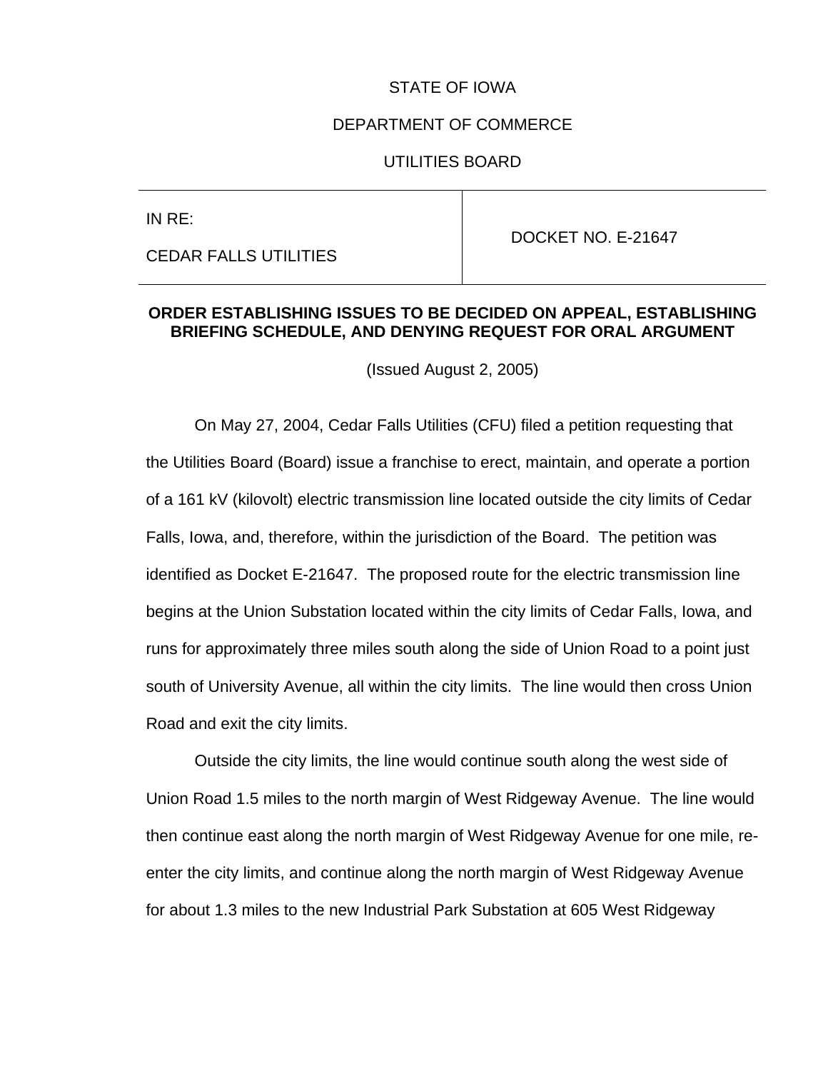STATE OF IOWA

DEPARTMENT OF COMMERCE

UTILITIES BOARD

| IN RE: CEDAR FALLS UTILITIES | DOCKET NO. E-21647 |
| --- | --- |

**ORDER ESTABLISHING ISSUES TO BE DECIDED ON APPEAL, ESTABLISHING BRIEFING SCHEDULE, AND DENYING REQUEST FOR ORAL ARGUMENT**

(Issued August 2, 2005)

On May 27, 2004, Cedar Falls Utilities (CFU) filed a petition requesting that the Utilities Board (Board) issue a franchise to erect, maintain, and operate a portion of a 161 kV (kilovolt) electric transmission line located outside the city limits of Cedar Falls, Iowa, and, therefore, within the jurisdiction of the Board. The petition was identified as Docket E-21647. The proposed route for the electric transmission line begins at the Union Substation located within the city limits of Cedar Falls, Iowa, and runs for approximately three miles south along the side of Union Road to a point just south of University Avenue, all within the city limits. The line would then cross Union Road and exit the city limits.

Outside the city limits, the line would continue south along the west side of Union Road 1.5 miles to the north margin of West Ridgeway Avenue. The line would then continue east along the north margin of West Ridgeway Avenue for one mile, re-enter the city limits, and continue along the north margin of West Ridgeway Avenue for about 1.3 miles to the new Industrial Park Substation at 605 West Ridgeway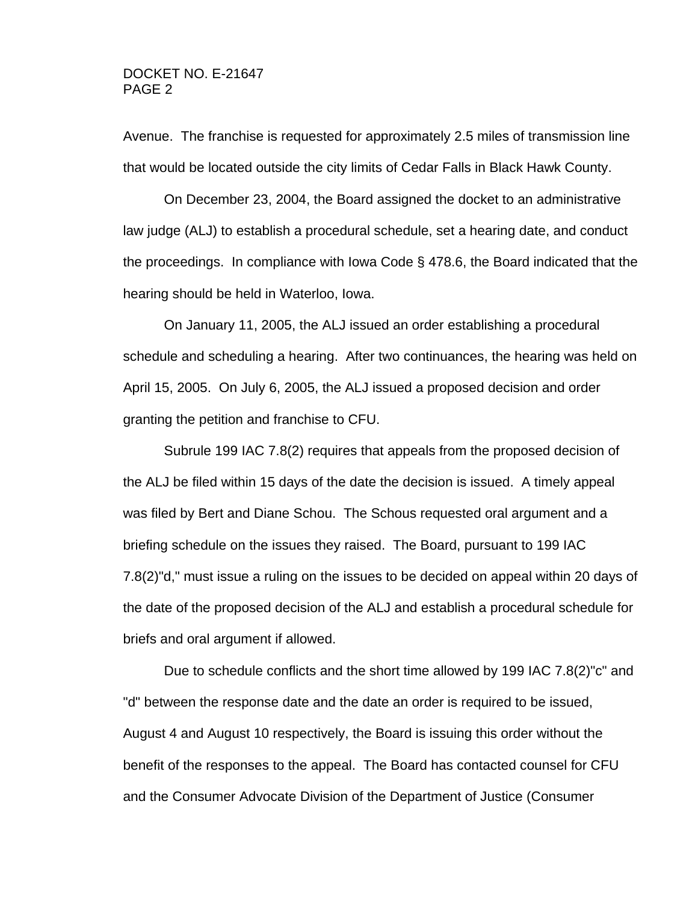Avenue. The franchise is requested for approximately 2.5 miles of transmission line that would be located outside the city limits of Cedar Falls in Black Hawk County.

On December 23, 2004, the Board assigned the docket to an administrative law judge (ALJ) to establish a procedural schedule, set a hearing date, and conduct the proceedings. In compliance with Iowa Code § 478.6, the Board indicated that the hearing should be held in Waterloo, Iowa.

On January 11, 2005, the ALJ issued an order establishing a procedural schedule and scheduling a hearing. After two continuances, the hearing was held on April 15, 2005. On July 6, 2005, the ALJ issued a proposed decision and order granting the petition and franchise to CFU.

Subrule 199 IAC 7.8(2) requires that appeals from the proposed decision of the ALJ be filed within 15 days of the date the decision is issued. A timely appeal was filed by Bert and Diane Schou. The Schous requested oral argument and a briefing schedule on the issues they raised. The Board, pursuant to 199 IAC 7.8(2)"d," must issue a ruling on the issues to be decided on appeal within 20 days of the date of the proposed decision of the ALJ and establish a procedural schedule for briefs and oral argument if allowed.

Due to schedule conflicts and the short time allowed by 199 IAC 7.8(2)"c" and "d" between the response date and the date an order is required to be issued, August 4 and August 10 respectively, the Board is issuing this order without the benefit of the responses to the appeal. The Board has contacted counsel for CFU and the Consumer Advocate Division of the Department of Justice (Consumer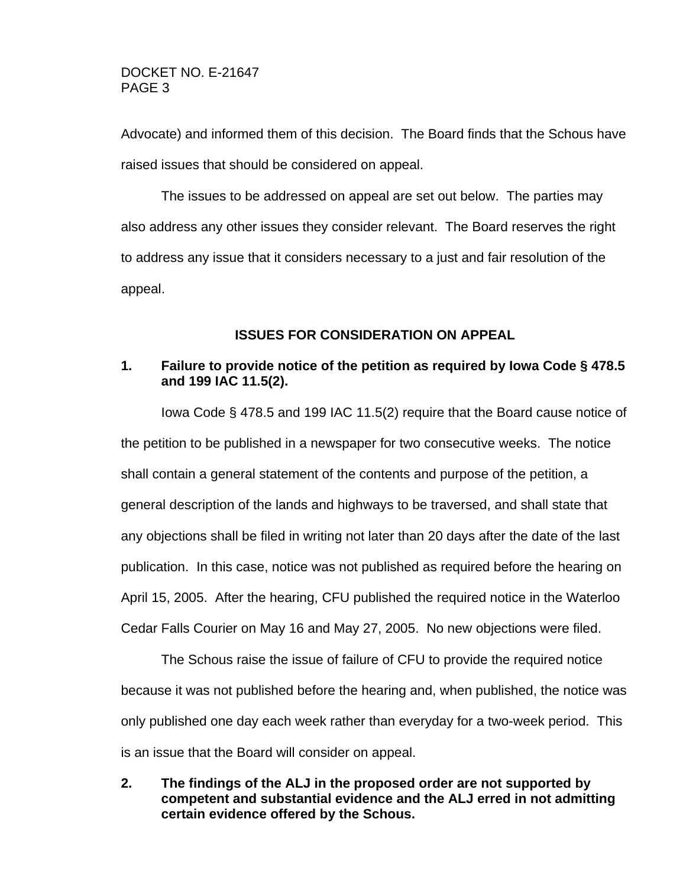Advocate) and informed them of this decision. The Board finds that the Schous have raised issues that should be considered on appeal.

The issues to be addressed on appeal are set out below. The parties may also address any other issues they consider relevant. The Board reserves the right to address any issue that it considers necessary to a just and fair resolution of the appeal.

## ISSUES FOR CONSIDERATION ON APPEAL

### 1. Failure to provide notice of the petition as required by Iowa Code § 478.5 and 199 IAC 11.5(2).

Iowa Code § 478.5 and 199 IAC 11.5(2) require that the Board cause notice of the petition to be published in a newspaper for two consecutive weeks. The notice shall contain a general statement of the contents and purpose of the petition, a general description of the lands and highways to be traversed, and shall state that any objections shall be filed in writing not later than 20 days after the date of the last publication. In this case, notice was not published as required before the hearing on April 15, 2005. After the hearing, CFU published the required notice in the Waterloo Cedar Falls Courier on May 16 and May 27, 2005. No new objections were filed.

The Schous raise the issue of failure of CFU to provide the required notice because it was not published before the hearing and, when published, the notice was only published one day each week rather than everyday for a two-week period. This is an issue that the Board will consider on appeal.

### 2. The findings of the ALJ in the proposed order are not supported by competent and substantial evidence and the ALJ erred in not admitting certain evidence offered by the Schous.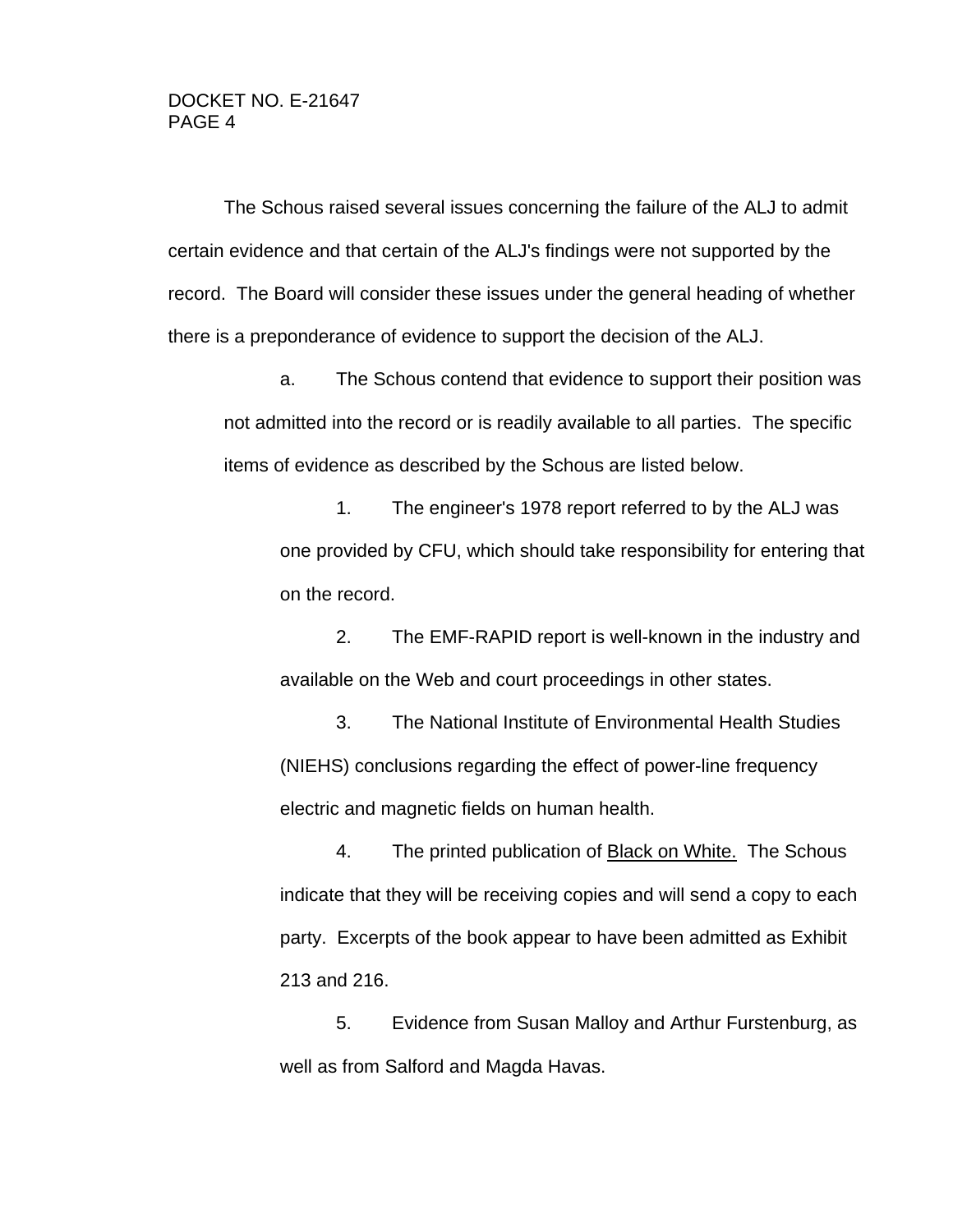The Schous raised several issues concerning the failure of the ALJ to admit certain evidence and that certain of the ALJ's findings were not supported by the record. The Board will consider these issues under the general heading of whether there is a preponderance of evidence to support the decision of the ALJ.

a. The Schous contend that evidence to support their position was not admitted into the record or is readily available to all parties. The specific items of evidence as described by the Schous are listed below.

1. The engineer's 1978 report referred to by the ALJ was one provided by CFU, which should take responsibility for entering that on the record.

2. The EMF-RAPID report is well-known in the industry and available on the Web and court proceedings in other states.

3. The National Institute of Environmental Health Studies (NIEHS) conclusions regarding the effect of power-line frequency electric and magnetic fields on human health.

4. The printed publication of <u>Black on White.</u> The Schous indicate that they will be receiving copies and will send a copy to each party. Excerpts of the book appear to have been admitted as Exhibit 213 and 216.

5. Evidence from Susan Malloy and Arthur Furstenburg, as well as from Salford and Magda Havas.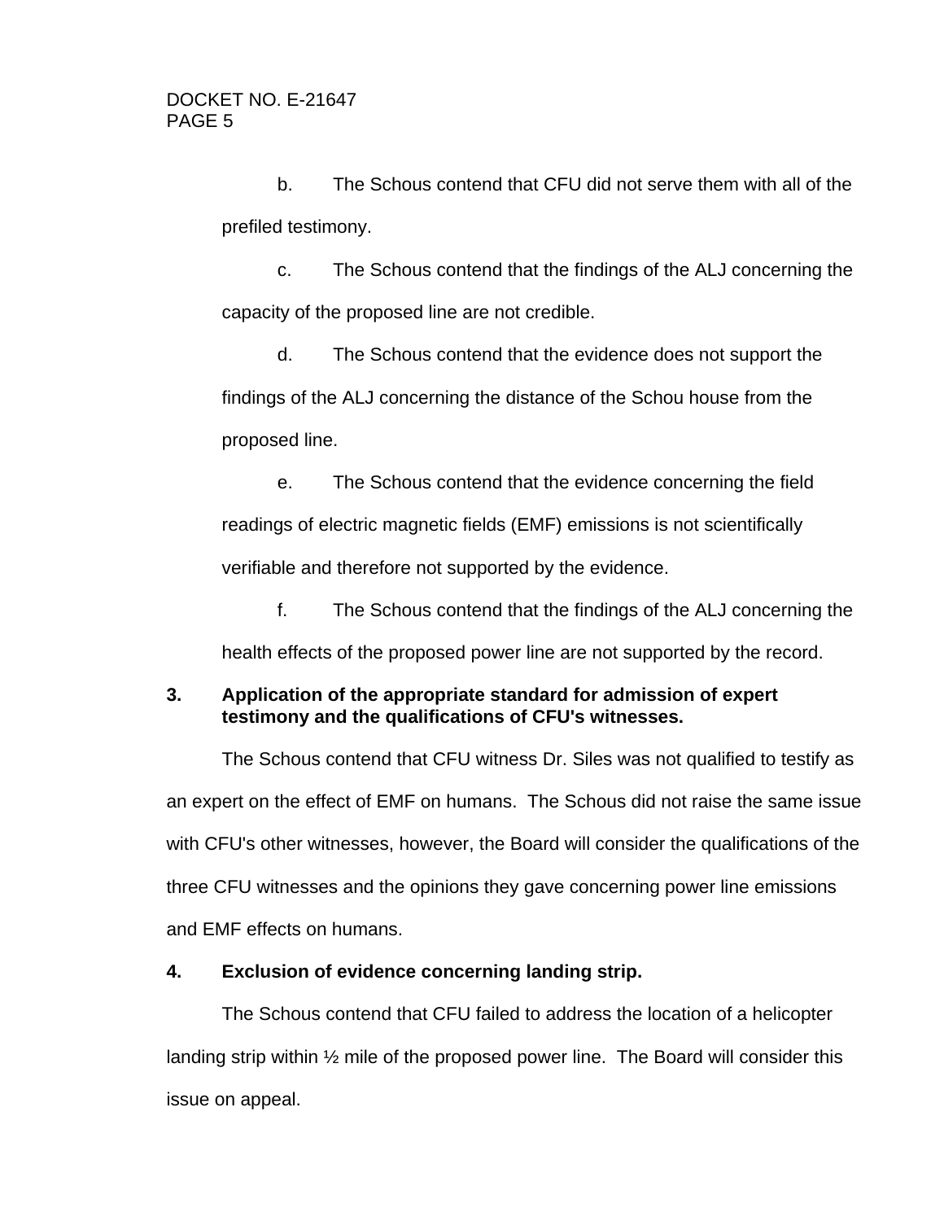b. The Schous contend that CFU did not serve them with all of the prefiled testimony.

c. The Schous contend that the findings of the ALJ concerning the capacity of the proposed line are not credible.

d. The Schous contend that the evidence does not support the findings of the ALJ concerning the distance of the Schou house from the proposed line.

e. The Schous contend that the evidence concerning the field readings of electric magnetic fields (EMF) emissions is not scientifically verifiable and therefore not supported by the evidence.

f. The Schous contend that the findings of the ALJ concerning the health effects of the proposed power line are not supported by the record.

**3. Application of the appropriate standard for admission of expert testimony and the qualifications of CFU's witnesses.**

The Schous contend that CFU witness Dr. Siles was not qualified to testify as an expert on the effect of EMF on humans. The Schous did not raise the same issue with CFU's other witnesses, however, the Board will consider the qualifications of the three CFU witnesses and the opinions they gave concerning power line emissions and EMF effects on humans.

**4. Exclusion of evidence concerning landing strip.**

The Schous contend that CFU failed to address the location of a helicopter landing strip within ½ mile of the proposed power line. The Board will consider this issue on appeal.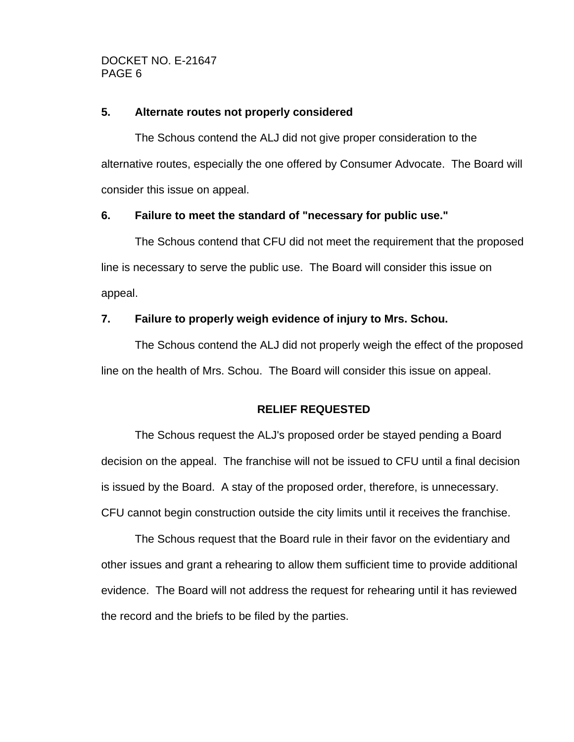**5. Alternate routes not properly considered**

The Schous contend the ALJ did not give proper consideration to the alternative routes, especially the one offered by Consumer Advocate. The Board will consider this issue on appeal.

**6. Failure to meet the standard of "necessary for public use."**

The Schous contend that CFU did not meet the requirement that the proposed line is necessary to serve the public use. The Board will consider this issue on appeal.

**7. Failure to properly weigh evidence of injury to Mrs. Schou.**

The Schous contend the ALJ did not properly weigh the effect of the proposed line on the health of Mrs. Schou. The Board will consider this issue on appeal.

## RELIEF REQUESTED

The Schous request the ALJ's proposed order be stayed pending a Board decision on the appeal. The franchise will not be issued to CFU until a final decision is issued by the Board. A stay of the proposed order, therefore, is unnecessary. CFU cannot begin construction outside the city limits until it receives the franchise.

The Schous request that the Board rule in their favor on the evidentiary and other issues and grant a rehearing to allow them sufficient time to provide additional evidence. The Board will not address the request for rehearing until it has reviewed the record and the briefs to be filed by the parties.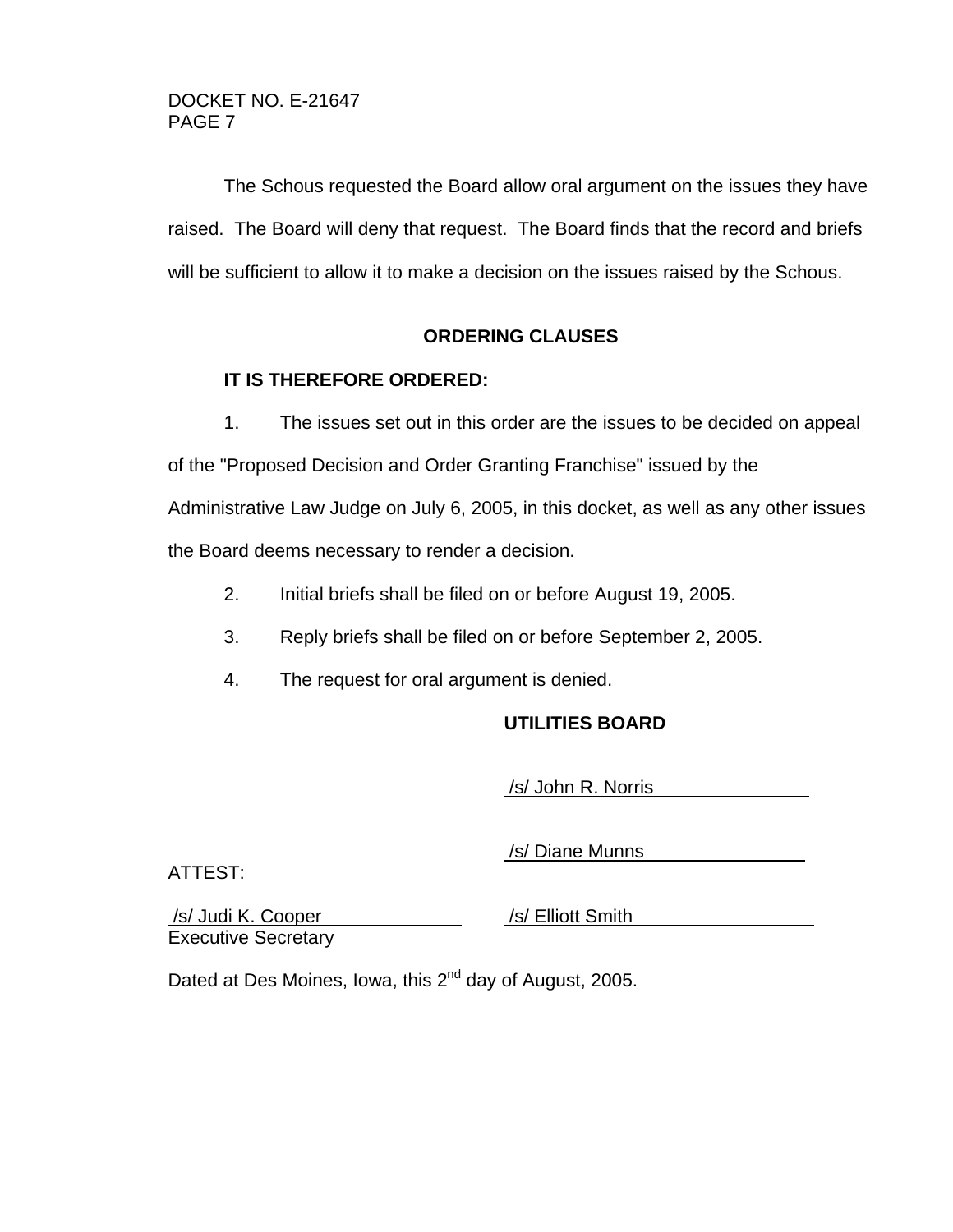The Schous requested the Board allow oral argument on the issues they have raised. The Board will deny that request. The Board finds that the record and briefs will be sufficient to allow it to make a decision on the issues raised by the Schous.

## ORDERING CLAUSES

**IT IS THEREFORE ORDERED:**

1. The issues set out in this order are the issues to be decided on appeal of the "Proposed Decision and Order Granting Franchise" issued by the Administrative Law Judge on July 6, 2005, in this docket, as well as any other issues the Board deems necessary to render a decision.

2. Initial briefs shall be filed on or before August 19, 2005.

3. Reply briefs shall be filed on or before September 2, 2005.

4. The request for oral argument is denied.

**UTILITIES BOARD**

/s/ John R. Norris

/s/ Diane Munns

ATTEST:

/s/ Judi K. Cooper
Executive Secretary

/s/ Elliott Smith

Dated at Des Moines, Iowa, this 2nd day of August, 2005.